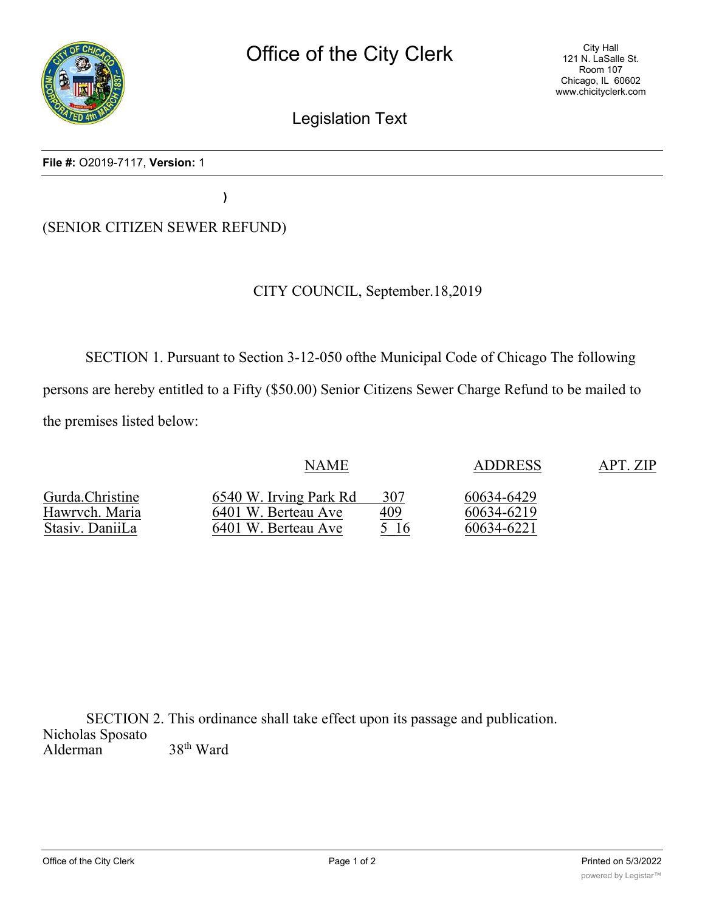# Office of the City Clerk

City Hall
121 N. LaSalle St.
Room 107
Chicago, IL 60602
www.chicityclerk.com

## Legislation Text

**File #:** O2019-7117, **Version:** 1

)

(SENIOR CITIZEN SEWER REFUND)

CITY COUNCIL, September.18,2019

SECTION 1. Pursuant to Section 3-12-050 ofthe Municipal Code of Chicago The following persons are hereby entitled to a Fifty ($50.00) Senior Citizens Sewer Charge Refund to be mailed to the premises listed below:

| NAME | ADDRESS | APT. | ZIP |
|---|---|---|---|
| Gurda.Christine | 6540 W. Irving Park Rd | 307 | 60634-6429 |
| Hawrvch. Maria | 6401 W. Berteau Ave | 409 | 60634-6219 |
| Stasiv. DaniiLa | 6401 W. Berteau Ave | 5_16 | 60634-6221 |

SECTION 2. This ordinance shall take effect upon its passage and publication.

Nicholas Sposato
Alderman 38th Ward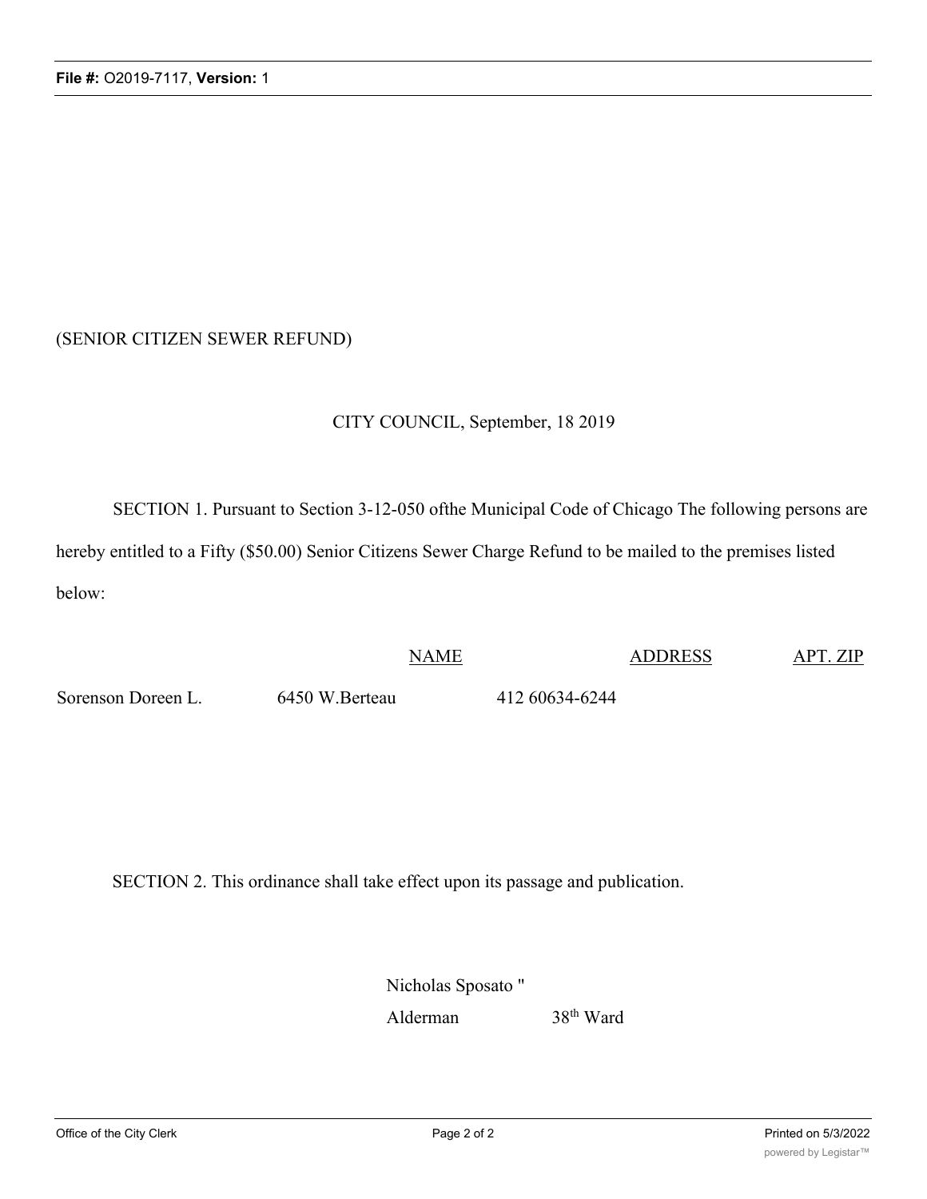(SENIOR CITIZEN SEWER REFUND)

CITY COUNCIL, September, 18 2019

SECTION 1. Pursuant to Section 3-12-050 ofthe Municipal Code of Chicago The following persons are hereby entitled to a Fifty ($50.00) Senior Citizens Sewer Charge Refund to be mailed to the premises listed below:

| NAME | ADDRESS | APT. ZIP |
|---|---|---|
| Sorenson Doreen L. | 6450 W.Berteau | 412 60634-6244 |

SECTION 2. This ordinance shall take effect upon its passage and publication.

Nicholas Sposato "

Alderman 38th Ward